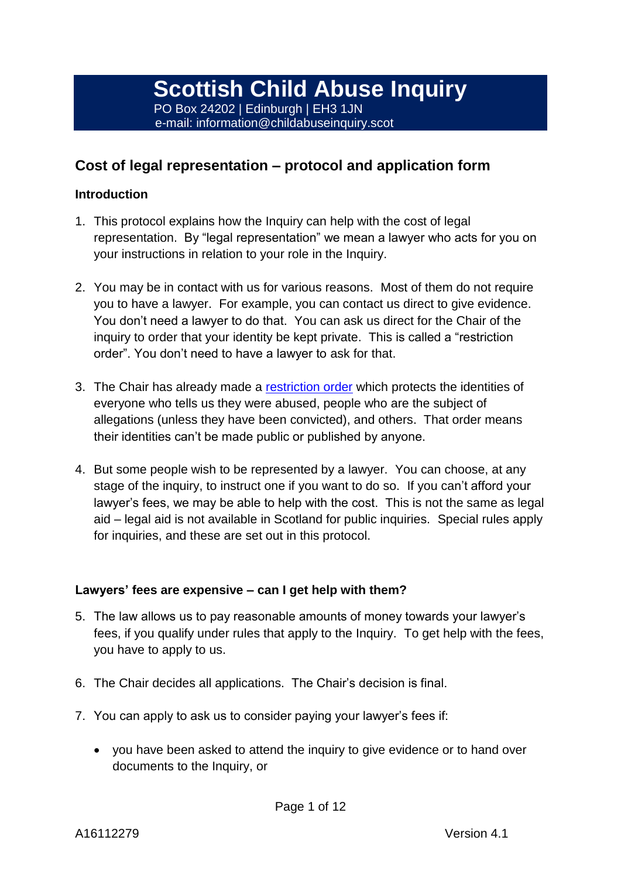# Scottish Child Abuse Inquiry

PO Box 24202 | Edinburgh | EH3 1JN
e-mail: information@childabuseinquiry.scot

## Cost of legal representation – protocol and application form

### Introduction

1. This protocol explains how the Inquiry can help with the cost of legal representation. By "legal representation" we mean a lawyer who acts for you on your instructions in relation to your role in the Inquiry.

2. You may be in contact with us for various reasons. Most of them do not require you to have a lawyer. For example, you can contact us direct to give evidence. You don't need a lawyer to do that. You can ask us direct for the Chair of the inquiry to order that your identity be kept private. This is called a "restriction order". You don't need to have a lawyer to ask for that.

3. The Chair has already made a restriction order which protects the identities of everyone who tells us they were abused, people who are the subject of allegations (unless they have been convicted), and others. That order means their identities can't be made public or published by anyone.

4. But some people wish to be represented by a lawyer. You can choose, at any stage of the inquiry, to instruct one if you want to do so. If you can't afford your lawyer's fees, we may be able to help with the cost. This is not the same as legal aid – legal aid is not available in Scotland for public inquiries. Special rules apply for inquiries, and these are set out in this protocol.

### Lawyers' fees are expensive – can I get help with them?

5. The law allows us to pay reasonable amounts of money towards your lawyer's fees, if you qualify under rules that apply to the Inquiry. To get help with the fees, you have to apply to us.

6. The Chair decides all applications. The Chair's decision is final.

7. You can apply to ask us to consider paying your lawyer's fees if:

   - you have been asked to attend the inquiry to give evidence or to hand over documents to the Inquiry, or

A16112279 Version 4.1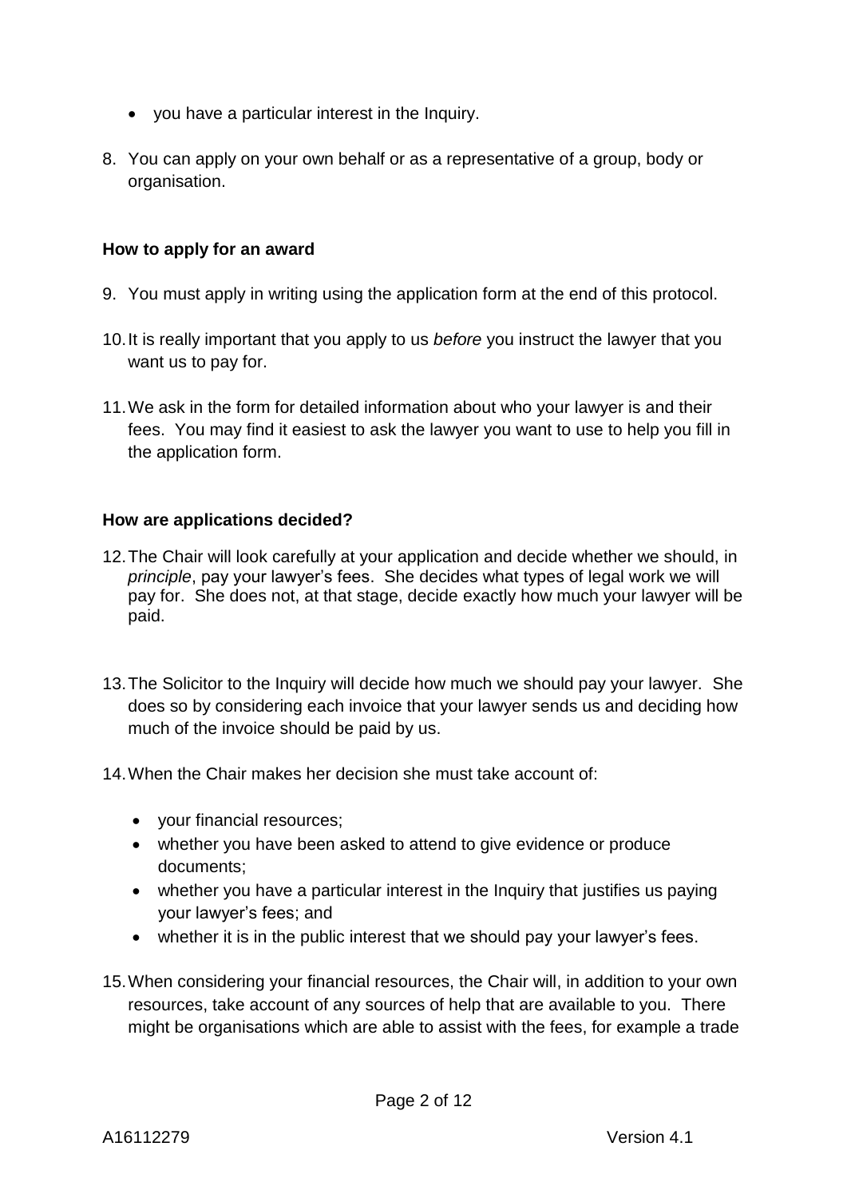- you have a particular interest in the Inquiry.

8. You can apply on your own behalf or as a representative of a group, body or organisation.

**How to apply for an award**

9. You must apply in writing using the application form at the end of this protocol.

10. It is really important that you apply to us *before* you instruct the lawyer that you want us to pay for.

11. We ask in the form for detailed information about who your lawyer is and their fees. You may find it easiest to ask the lawyer you want to use to help you fill in the application form.

**How are applications decided?**

12. The Chair will look carefully at your application and decide whether we should, in *principle*, pay your lawyer's fees. She decides what types of legal work we will pay for. She does not, at that stage, decide exactly how much your lawyer will be paid.

13. The Solicitor to the Inquiry will decide how much we should pay your lawyer. She does so by considering each invoice that your lawyer sends us and deciding how much of the invoice should be paid by us.

14. When the Chair makes her decision she must take account of:

    - your financial resources;
    - whether you have been asked to attend to give evidence or produce documents;
    - whether you have a particular interest in the Inquiry that justifies us paying your lawyer's fees; and
    - whether it is in the public interest that we should pay your lawyer's fees.

15. When considering your financial resources, the Chair will, in addition to your own resources, take account of any sources of help that are available to you. There might be organisations which are able to assist with the fees, for example a trade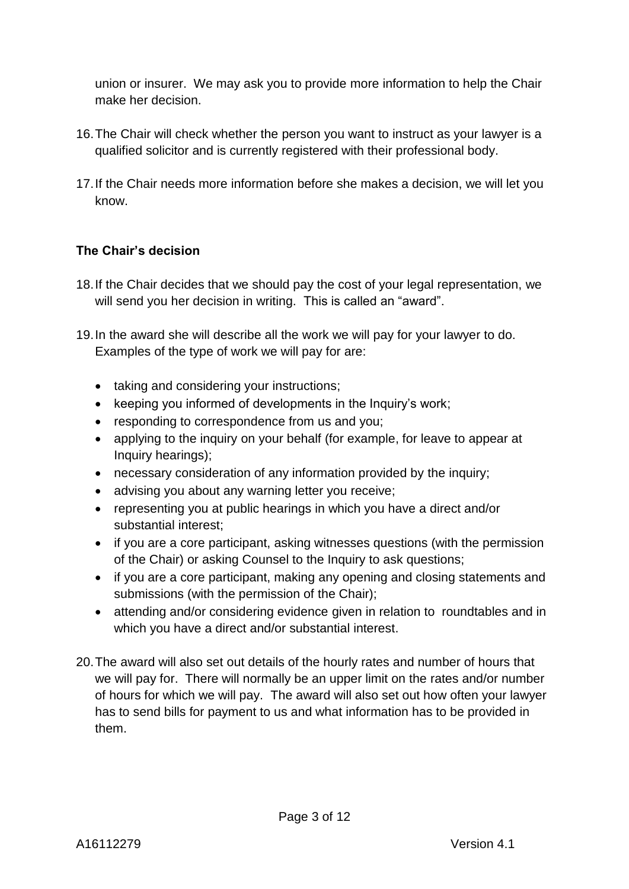union or insurer. We may ask you to provide more information to help the Chair make her decision.

16. The Chair will check whether the person you want to instruct as your lawyer is a qualified solicitor and is currently registered with their professional body.

17. If the Chair needs more information before she makes a decision, we will let you know.

### The Chair's decision

18. If the Chair decides that we should pay the cost of your legal representation, we will send you her decision in writing. This is called an "award".

19. In the award she will describe all the work we will pay for your lawyer to do. Examples of the type of work we will pay for are:

    - taking and considering your instructions;
    - keeping you informed of developments in the Inquiry's work;
    - responding to correspondence from us and you;
    - applying to the inquiry on your behalf (for example, for leave to appear at Inquiry hearings);
    - necessary consideration of any information provided by the inquiry;
    - advising you about any warning letter you receive;
    - representing you at public hearings in which you have a direct and/or substantial interest;
    - if you are a core participant, asking witnesses questions (with the permission of the Chair) or asking Counsel to the Inquiry to ask questions;
    - if you are a core participant, making any opening and closing statements and submissions (with the permission of the Chair);
    - attending and/or considering evidence given in relation to roundtables and in which you have a direct and/or substantial interest.

20. The award will also set out details of the hourly rates and number of hours that we will pay for. There will normally be an upper limit on the rates and/or number of hours for which we will pay. The award will also set out how often your lawyer has to send bills for payment to us and what information has to be provided in them.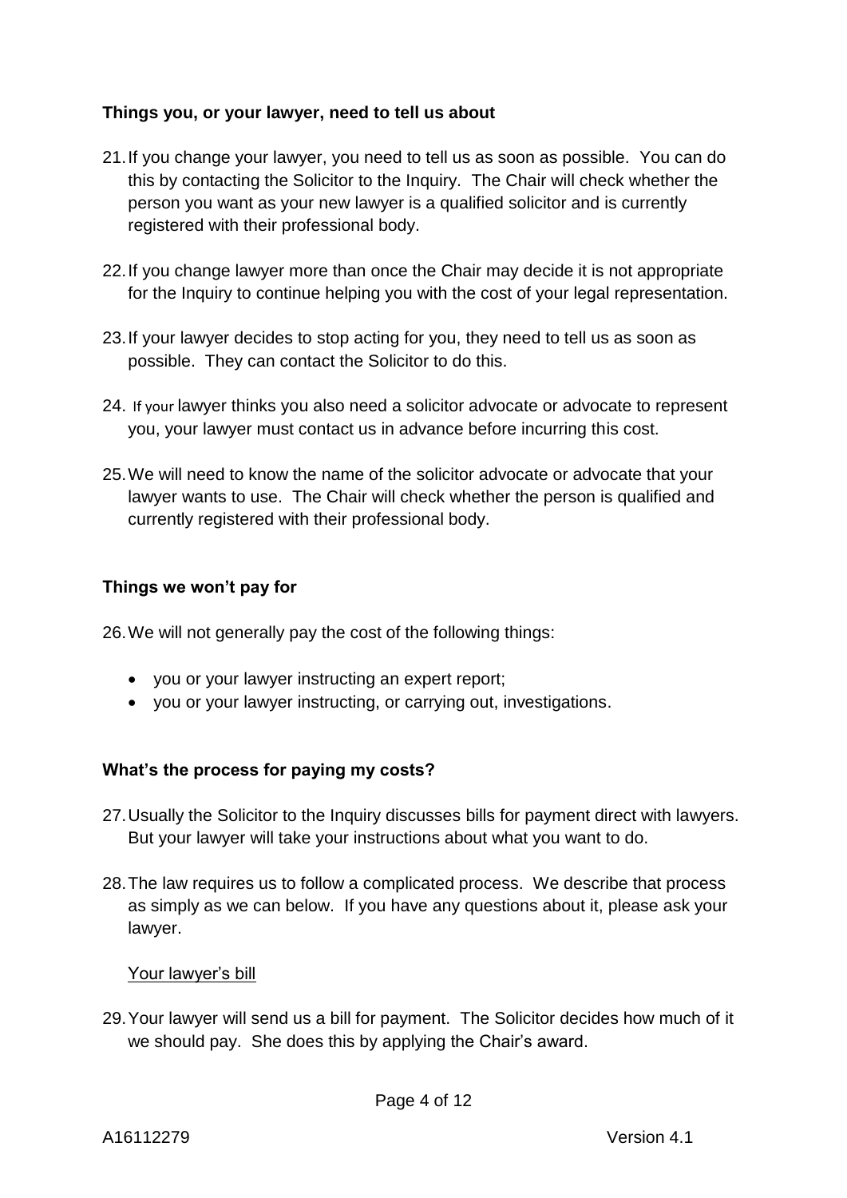**Things you, or your lawyer, need to tell us about**

21. If you change your lawyer, you need to tell us as soon as possible. You can do this by contacting the Solicitor to the Inquiry. The Chair will check whether the person you want as your new lawyer is a qualified solicitor and is currently registered with their professional body.

22. If you change lawyer more than once the Chair may decide it is not appropriate for the Inquiry to continue helping you with the cost of your legal representation.

23. If your lawyer decides to stop acting for you, they need to tell us as soon as possible. They can contact the Solicitor to do this.

24. If your lawyer thinks you also need a solicitor advocate or advocate to represent you, your lawyer must contact us in advance before incurring this cost.

25. We will need to know the name of the solicitor advocate or advocate that your lawyer wants to use. The Chair will check whether the person is qualified and currently registered with their professional body.

**Things we won't pay for**

26. We will not generally pay the cost of the following things:

- you or your lawyer instructing an expert report;
- you or your lawyer instructing, or carrying out, investigations.

**What's the process for paying my costs?**

27. Usually the Solicitor to the Inquiry discusses bills for payment direct with lawyers. But your lawyer will take your instructions about what you want to do.

28. The law requires us to follow a complicated process. We describe that process as simply as we can below. If you have any questions about it, please ask your lawyer.

<u>Your lawyer's bill</u>

29. Your lawyer will send us a bill for payment. The Solicitor decides how much of it we should pay. She does this by applying the Chair's award.

A16112279 Version 4.1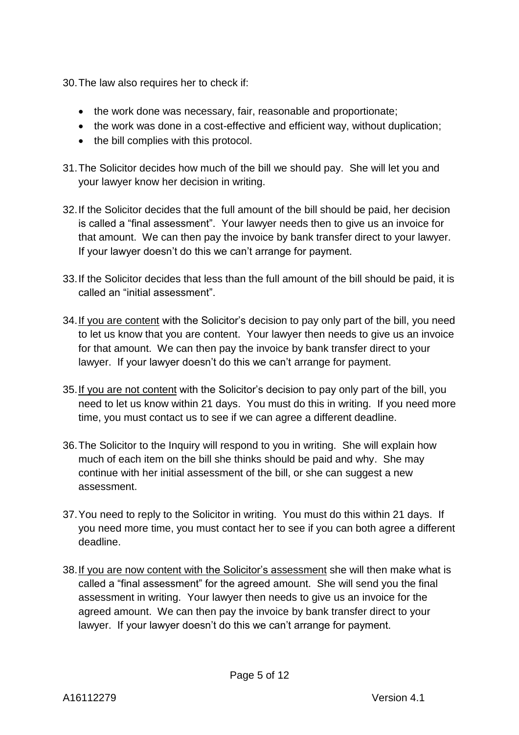30. The law also requires her to check if:

    - the work done was necessary, fair, reasonable and proportionate;
    - the work was done in a cost-effective and efficient way, without duplication;
    - the bill complies with this protocol.

31. The Solicitor decides how much of the bill we should pay. She will let you and your lawyer know her decision in writing.

32. If the Solicitor decides that the full amount of the bill should be paid, her decision is called a "final assessment". Your lawyer needs then to give us an invoice for that amount. We can then pay the invoice by bank transfer direct to your lawyer. If your lawyer doesn't do this we can't arrange for payment.

33. If the Solicitor decides that less than the full amount of the bill should be paid, it is called an "initial assessment".

34. <u>If you are content</u> with the Solicitor's decision to pay only part of the bill, you need to let us know that you are content. Your lawyer then needs to give us an invoice for that amount. We can then pay the invoice by bank transfer direct to your lawyer. If your lawyer doesn't do this we can't arrange for payment.

35. <u>If you are not content</u> with the Solicitor's decision to pay only part of the bill, you need to let us know within 21 days. You must do this in writing. If you need more time, you must contact us to see if we can agree a different deadline.

36. The Solicitor to the Inquiry will respond to you in writing. She will explain how much of each item on the bill she thinks should be paid and why. She may continue with her initial assessment of the bill, or she can suggest a new assessment.

37. You need to reply to the Solicitor in writing. You must do this within 21 days. If you need more time, you must contact her to see if you can both agree a different deadline.

38. <u>If you are now content with the Solicitor's assessment</u> she will then make what is called a "final assessment" for the agreed amount. She will send you the final assessment in writing. Your lawyer then needs to give us an invoice for the agreed amount. We can then pay the invoice by bank transfer direct to your lawyer. If your lawyer doesn't do this we can't arrange for payment.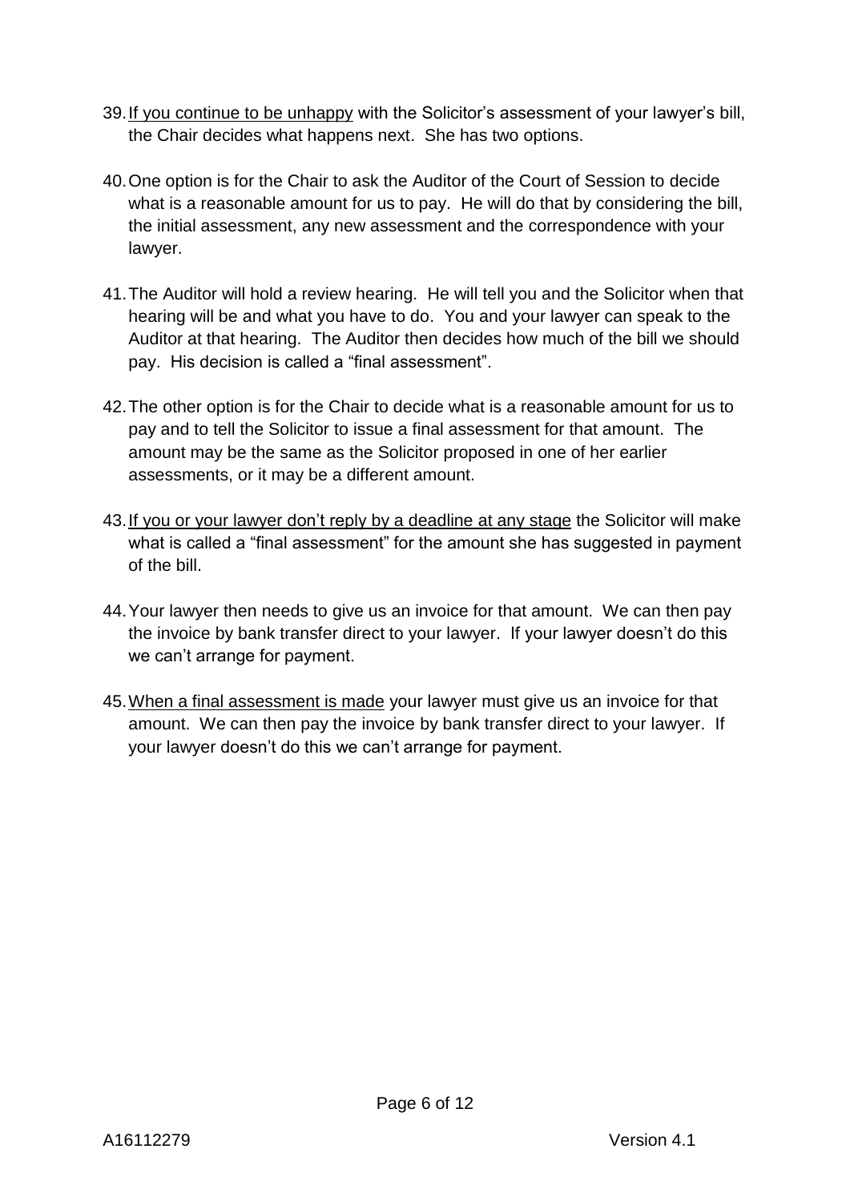39. <u>If you continue to be unhappy</u> with the Solicitor's assessment of your lawyer's bill, the Chair decides what happens next. She has two options.

40. One option is for the Chair to ask the Auditor of the Court of Session to decide what is a reasonable amount for us to pay. He will do that by considering the bill, the initial assessment, any new assessment and the correspondence with your lawyer.

41. The Auditor will hold a review hearing. He will tell you and the Solicitor when that hearing will be and what you have to do. You and your lawyer can speak to the Auditor at that hearing. The Auditor then decides how much of the bill we should pay. His decision is called a "final assessment".

42. The other option is for the Chair to decide what is a reasonable amount for us to pay and to tell the Solicitor to issue a final assessment for that amount. The amount may be the same as the Solicitor proposed in one of her earlier assessments, or it may be a different amount.

43. <u>If you or your lawyer don't reply by a deadline at any stage</u> the Solicitor will make what is called a "final assessment" for the amount she has suggested in payment of the bill.

44. Your lawyer then needs to give us an invoice for that amount. We can then pay the invoice by bank transfer direct to your lawyer. If your lawyer doesn't do this we can't arrange for payment.

45. <u>When a final assessment is made</u> your lawyer must give us an invoice for that amount. We can then pay the invoice by bank transfer direct to your lawyer. If your lawyer doesn't do this we can't arrange for payment.

A16112279 Version 4.1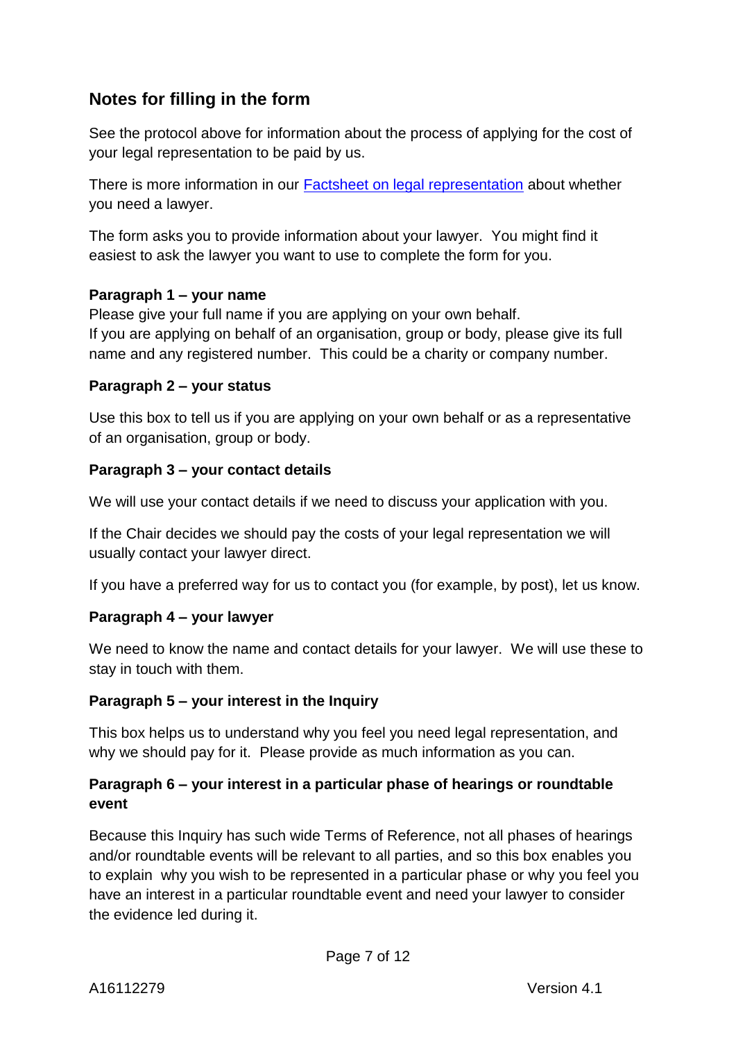## Notes for filling in the form

See the protocol above for information about the process of applying for the cost of your legal representation to be paid by us.

There is more information in our Factsheet on legal representation about whether you need a lawyer.

The form asks you to provide information about your lawyer. You might find it easiest to ask the lawyer you want to use to complete the form for you.

**Paragraph 1 – your name**

Please give your full name if you are applying on your own behalf.
If you are applying on behalf of an organisation, group or body, please give its full name and any registered number. This could be a charity or company number.

**Paragraph 2 – your status**

Use this box to tell us if you are applying on your own behalf or as a representative of an organisation, group or body.

**Paragraph 3 – your contact details**

We will use your contact details if we need to discuss your application with you.

If the Chair decides we should pay the costs of your legal representation we will usually contact your lawyer direct.

If you have a preferred way for us to contact you (for example, by post), let us know.

**Paragraph 4 – your lawyer**

We need to know the name and contact details for your lawyer. We will use these to stay in touch with them.

**Paragraph 5 – your interest in the Inquiry**

This box helps us to understand why you feel you need legal representation, and why we should pay for it. Please provide as much information as you can.

**Paragraph 6 – your interest in a particular phase of hearings or roundtable event**

Because this Inquiry has such wide Terms of Reference, not all phases of hearings and/or roundtable events will be relevant to all parties, and so this box enables you to explain why you wish to be represented in a particular phase or why you feel you have an interest in a particular roundtable event and need your lawyer to consider the evidence led during it.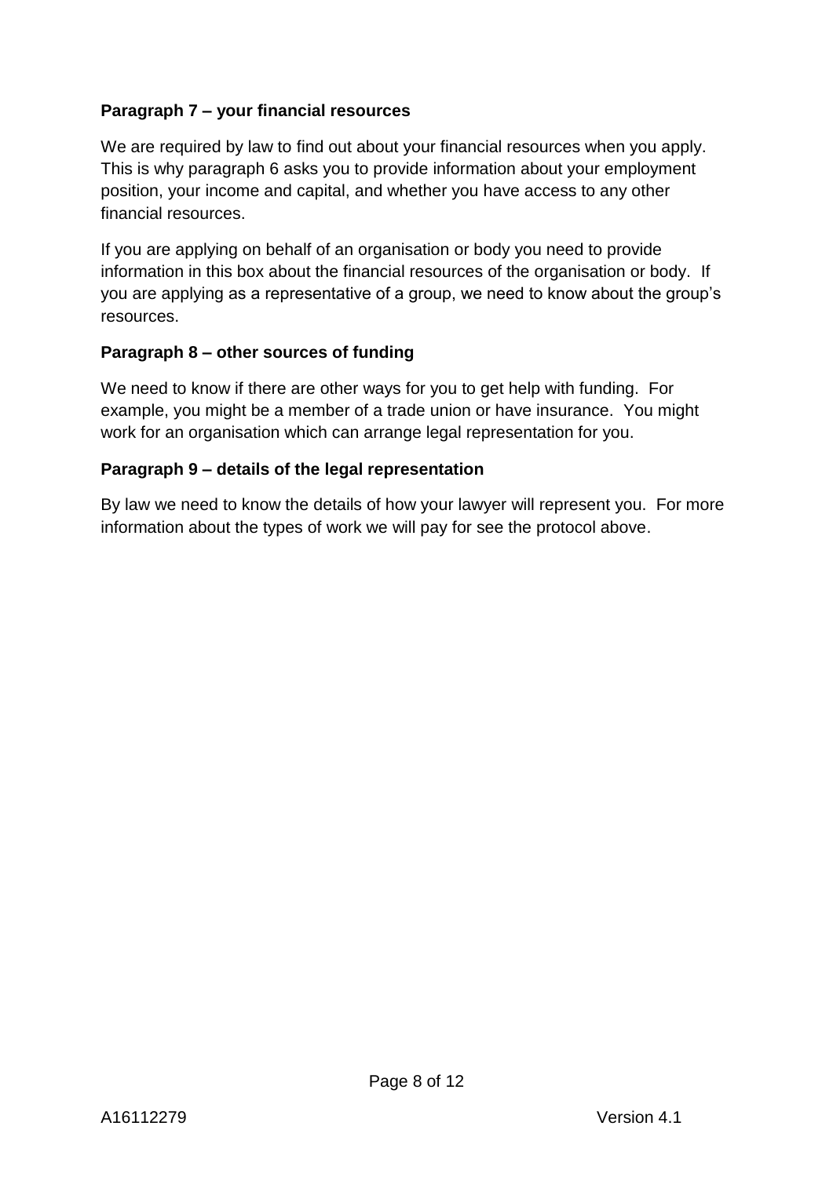**Paragraph 7 – your financial resources**

We are required by law to find out about your financial resources when you apply. This is why paragraph 6 asks you to provide information about your employment position, your income and capital, and whether you have access to any other financial resources.

If you are applying on behalf of an organisation or body you need to provide information in this box about the financial resources of the organisation or body. If you are applying as a representative of a group, we need to know about the group's resources.

**Paragraph 8 – other sources of funding**

We need to know if there are other ways for you to get help with funding. For example, you might be a member of a trade union or have insurance. You might work for an organisation which can arrange legal representation for you.

**Paragraph 9 – details of the legal representation**

By law we need to know the details of how your lawyer will represent you. For more information about the types of work we will pay for see the protocol above.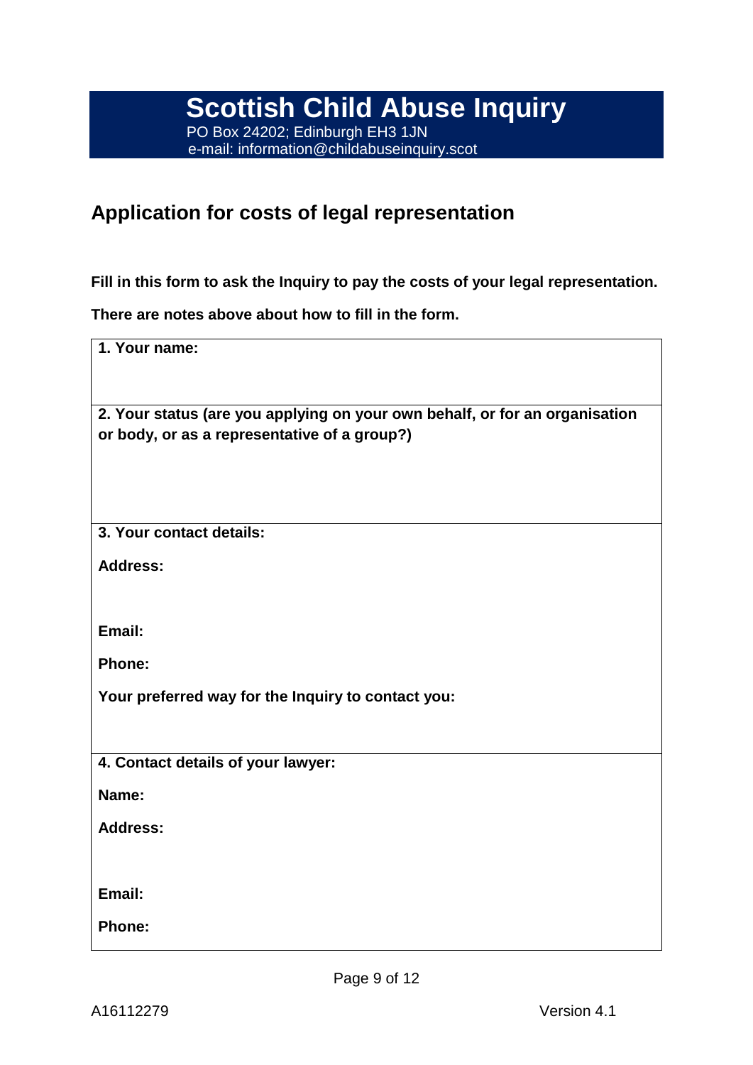# Scottish Child Abuse Inquiry

PO Box 24202; Edinburgh EH3 1JN
e-mail: information@childabuseinquiry.scot

## Application for costs of legal representation

**Fill in this form to ask the Inquiry to pay the costs of your legal representation.**

**There are notes above about how to fill in the form.**

| **1. Your name:** |
|---|
| **2. Your status (are you applying on your own behalf, or for an organisation or body, or as a representative of a group?)** |
| **3. Your contact details:**<br><br>**Address:**<br><br>**Email:**<br><br>**Phone:**<br><br>**Your preferred way for the Inquiry to contact you:** |
| **4. Contact details of your lawyer:**<br><br>**Name:**<br><br>**Address:**<br><br>**Email:**<br><br>**Phone:** |

A16112279 Version 4.1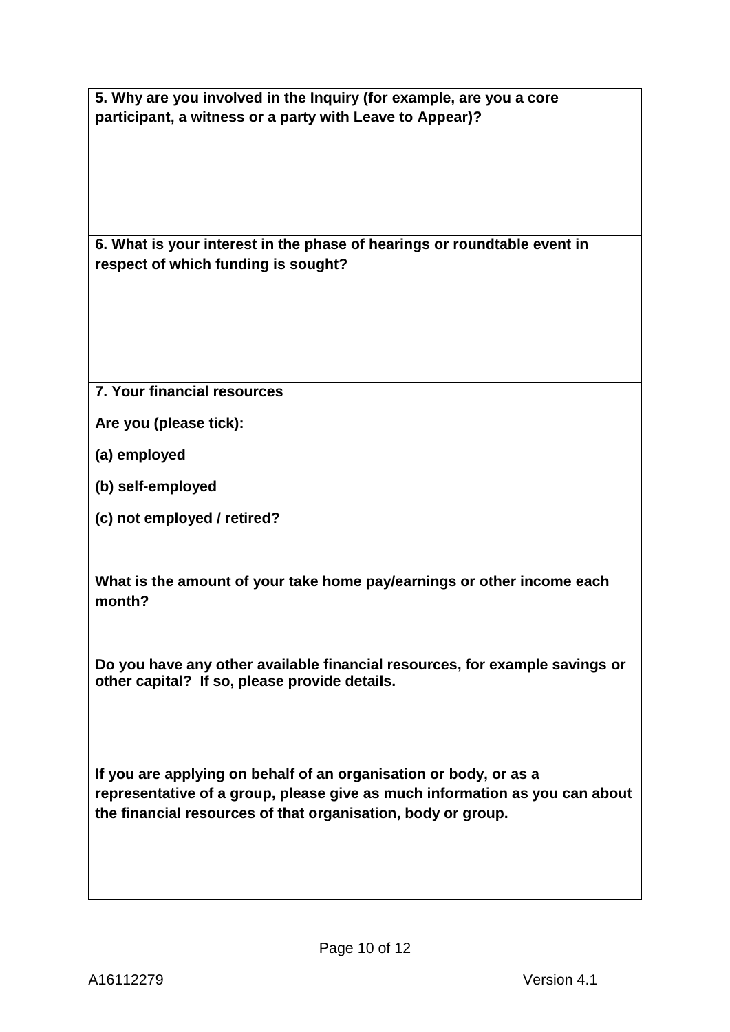**5. Why are you involved in the Inquiry (for example, are you a core participant, a witness or a party with Leave to Appear)?**

**6. What is your interest in the phase of hearings or roundtable event in respect of which funding is sought?**

**7. Your financial resources**

**Are you (please tick):**

**(a) employed**

**(b) self-employed**

**(c) not employed / retired?**

**What is the amount of your take home pay/earnings or other income each month?**

**Do you have any other available financial resources, for example savings or other capital? If so, please provide details.**

**If you are applying on behalf of an organisation or body, or as a representative of a group, please give as much information as you can about the financial resources of that organisation, body or group.**

A16112279

Version 4.1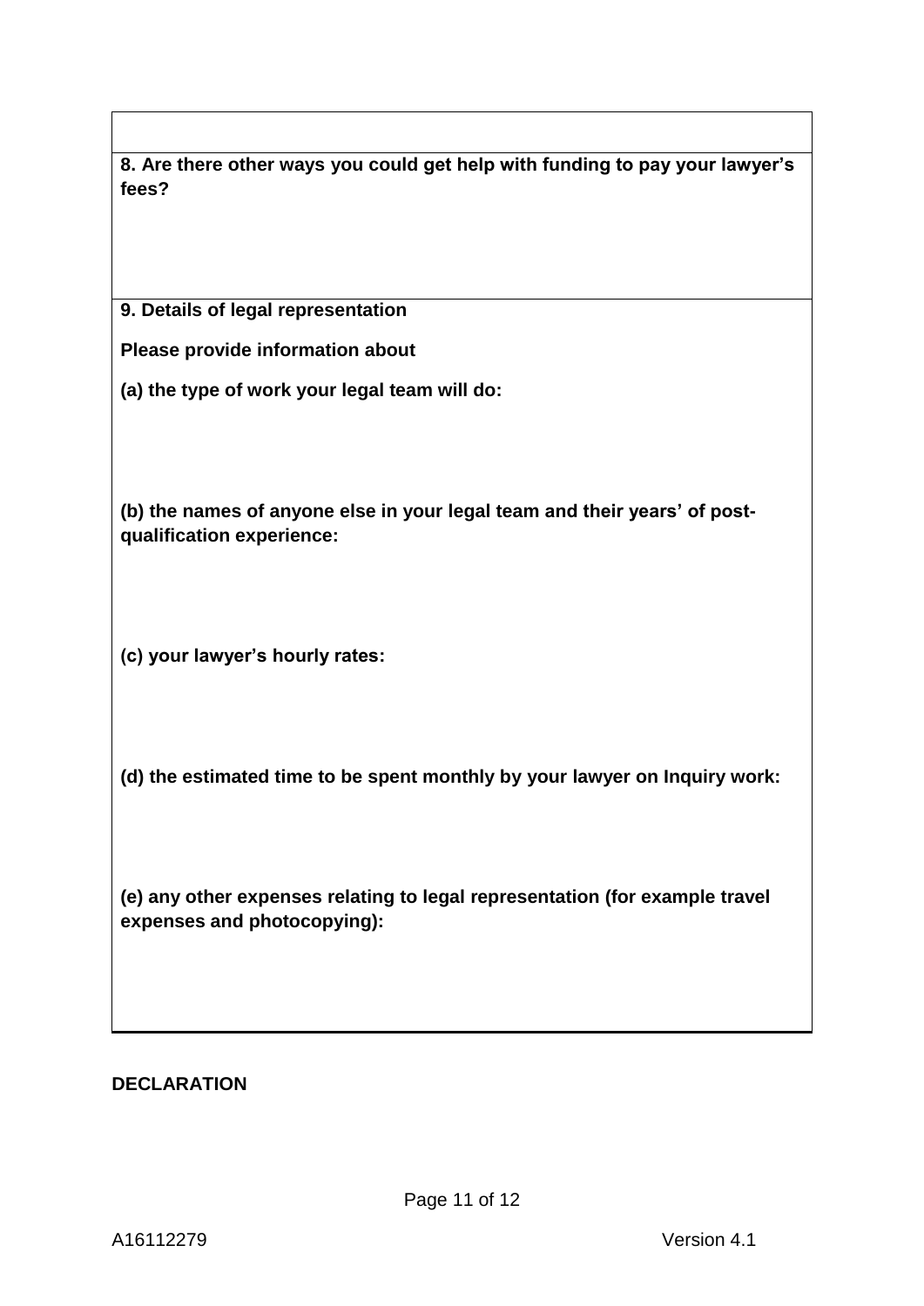**8. Are there other ways you could get help with funding to pay your lawyer's fees?**

**9. Details of legal representation**

**Please provide information about**

**(a) the type of work your legal team will do:**

**(b) the names of anyone else in your legal team and their years' of post-qualification experience:**

**(c) your lawyer's hourly rates:**

**(d) the estimated time to be spent monthly by your lawyer on Inquiry work:**

**(e) any other expenses relating to legal representation (for example travel expenses and photocopying):**

**DECLARATION**

A16112279 Version 4.1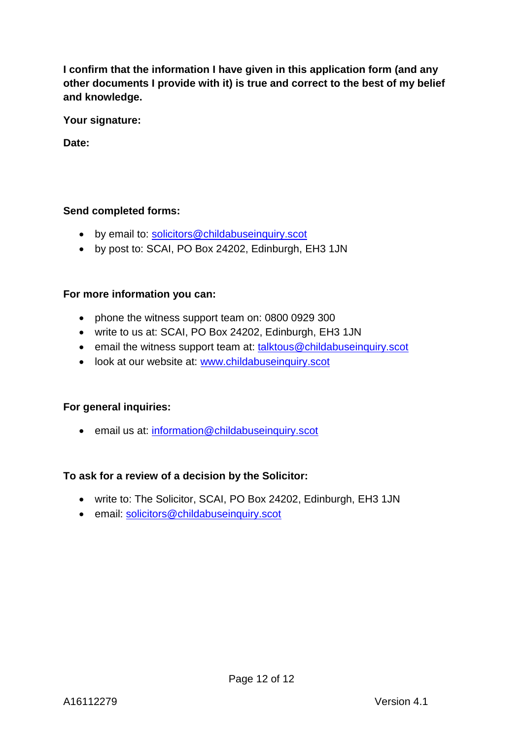**I confirm that the information I have given in this application form (and any other documents I provide with it) is true and correct to the best of my belief and knowledge.**

**Your signature:**

**Date:**

**Send completed forms:**

- by email to: solicitors@childabuseinquiry.scot
- by post to: SCAI, PO Box 24202, Edinburgh, EH3 1JN

**For more information you can:**

- phone the witness support team on: 0800 0929 300
- write to us at: SCAI, PO Box 24202, Edinburgh, EH3 1JN
- email the witness support team at: talktous@childabuseinquiry.scot
- look at our website at: www.childabuseinquiry.scot

**For general inquiries:**

- email us at: information@childabuseinquiry.scot

**To ask for a review of a decision by the Solicitor:**

- write to: The Solicitor, SCAI, PO Box 24202, Edinburgh, EH3 1JN
- email: solicitors@childabuseinquiry.scot

A16112279 Version 4.1